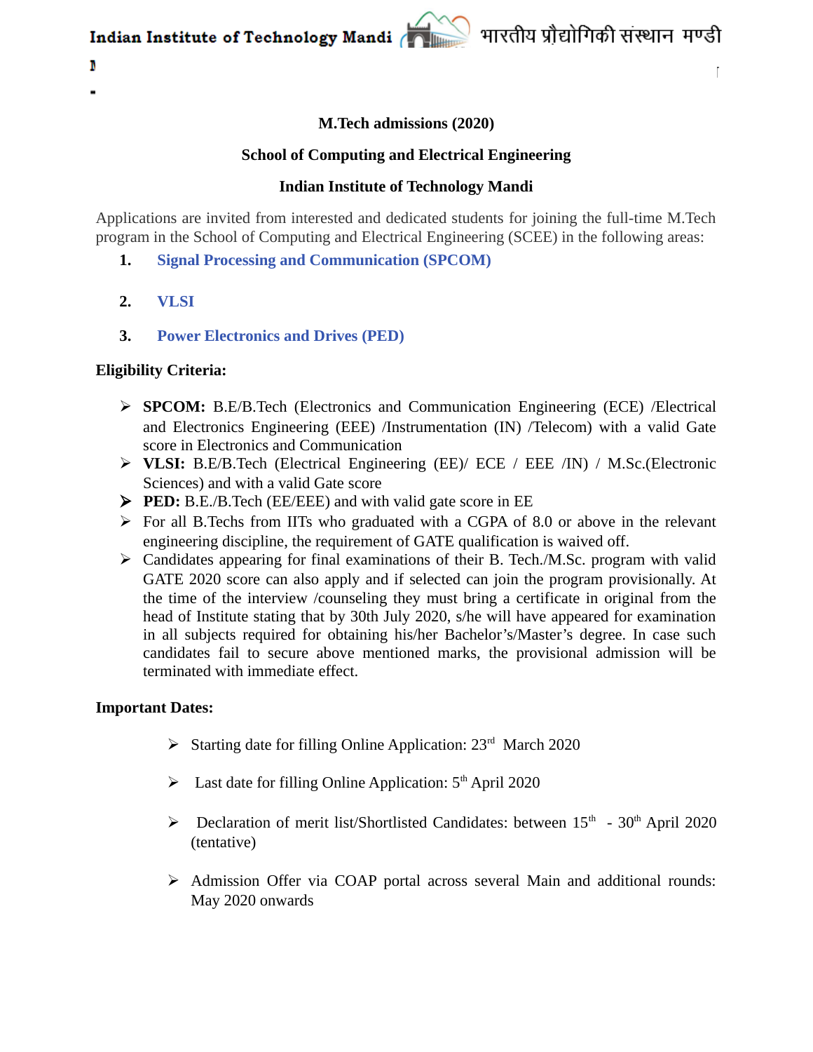**M.Tech admissions (2020)**

**School of Computing and Electrical Engineering**

**Indian Institute of Technology Mandi**

Applications are invited from interested and dedicated students for joining the full-time M.Tech program in the School of Computing and Electrical Engineering (SCEE) in the following areas:

1. **Signal Processing and Communication (SPCOM)**
2. **VLSI**
3. **Power Electronics and Drives (PED)**

**Eligibility Criteria:**

- **SPCOM:** B.E/B.Tech (Electronics and Communication Engineering (ECE) /Electrical and Electronics Engineering (EEE) /Instrumentation (IN) /Telecom) with a valid Gate score in Electronics and Communication
- **VLSI:** B.E/B.Tech (Electrical Engineering (EE)/ ECE / EEE /IN) / M.Sc.(Electronic Sciences) and with a valid Gate score
- **PED:** B.E./B.Tech (EE/EEE) and with valid gate score in EE
- For all B.Techs from IITs who graduated with a CGPA of 8.0 or above in the relevant engineering discipline, the requirement of GATE qualification is waived off.
- Candidates appearing for final examinations of their B. Tech./M.Sc. program with valid GATE 2020 score can also apply and if selected can join the program provisionally. At the time of the interview /counseling they must bring a certificate in original from the head of Institute stating that by 30th July 2020, s/he will have appeared for examination in all subjects required for obtaining his/her Bachelor's/Master's degree. In case such candidates fail to secure above mentioned marks, the provisional admission will be terminated with immediate effect.

**Important Dates:**

- Starting date for filling Online Application: 23rd March 2020
- Last date for filling Online Application: 5th April 2020
- Declaration of merit list/Shortlisted Candidates: between 15th - 30th April 2020 (tentative)
- Admission Offer via COAP portal across several Main and additional rounds: May 2020 onwards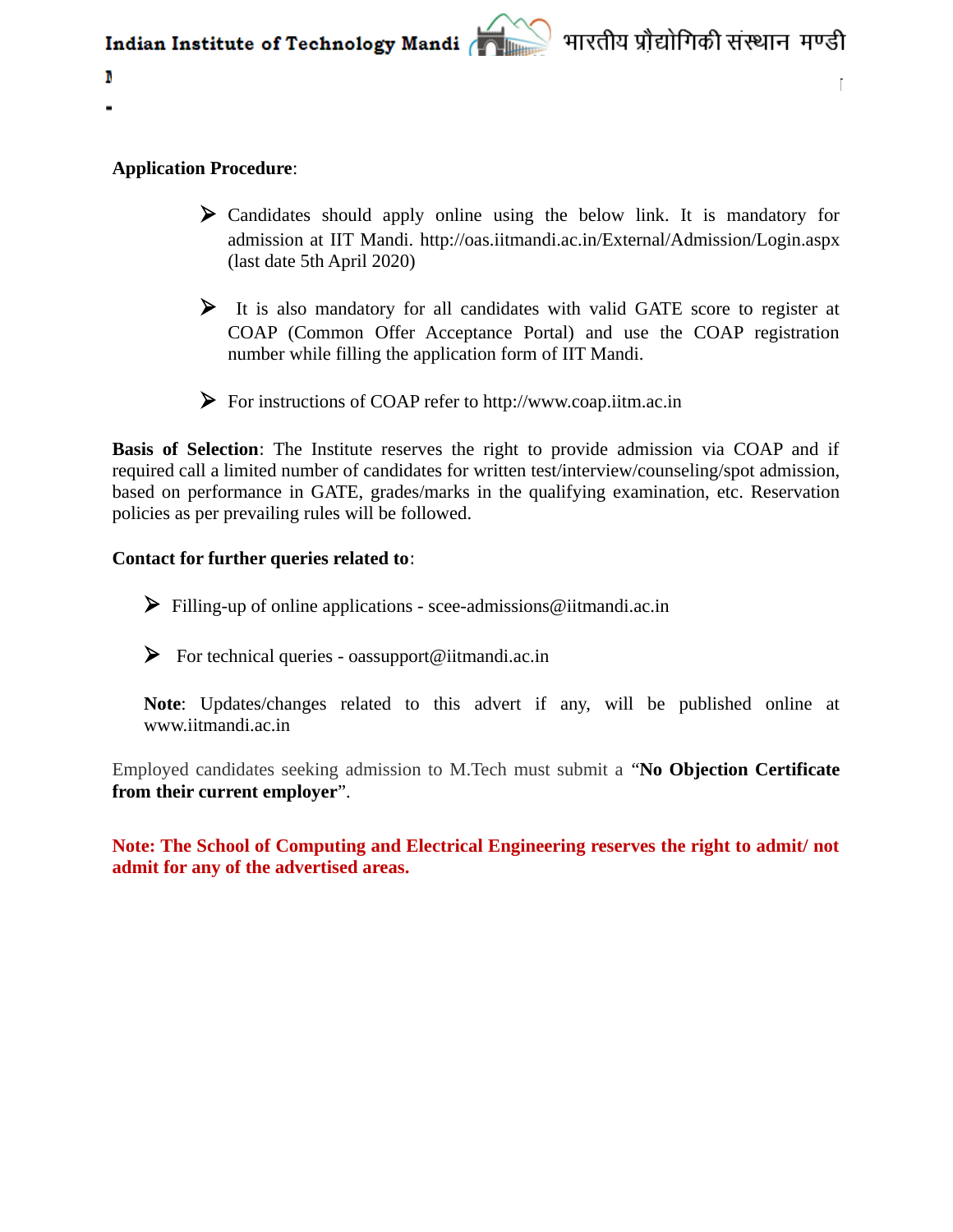**Application Procedure**:

- Candidates should apply online using the below link. It is mandatory for admission at IIT Mandi. http://oas.iitmandi.ac.in/External/Admission/Login.aspx (last date 5th April 2020)

- It is also mandatory for all candidates with valid GATE score to register at COAP (Common Offer Acceptance Portal) and use the COAP registration number while filling the application form of IIT Mandi.

- For instructions of COAP refer to http://www.coap.iitm.ac.in

**Basis of Selection**: The Institute reserves the right to provide admission via COAP and if required call a limited number of candidates for written test/interview/counseling/spot admission, based on performance in GATE, grades/marks in the qualifying examination, etc. Reservation policies as per prevailing rules will be followed.

**Contact for further queries related to**:

- Filling-up of online applications - scee-admissions@iitmandi.ac.in

- For technical queries - oassupport@iitmandi.ac.in

**Note**: Updates/changes related to this advert if any, will be published online at www.iitmandi.ac.in

Employed candidates seeking admission to M.Tech must submit a "**No Objection Certificate from their current employer**".

**Note: The School of Computing and Electrical Engineering reserves the right to admit/ not admit for any of the advertised areas.**